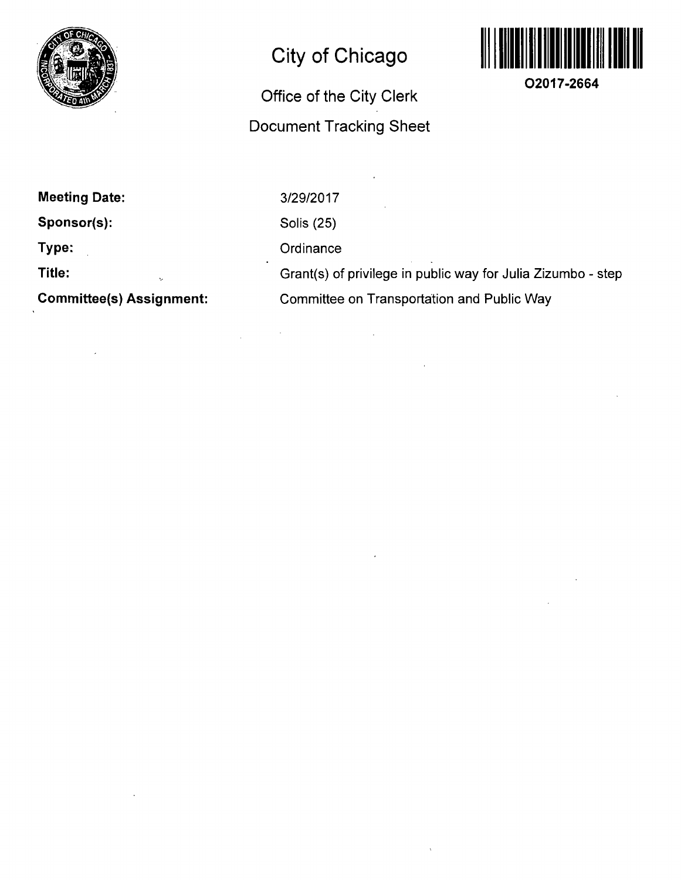# City of Chicago

## Office of the City Clerk

## Document Tracking Sheet

**O2017-2664**

**Meeting Date:** 3/29/2017

**Sponsor(s):** Solis (25)

**Type:** Ordinance

**Title:** Grant(s) of privilege in public way for Julia Zizumbo - step

**Committee(s) Assignment:** Committee on Transportation and Public Way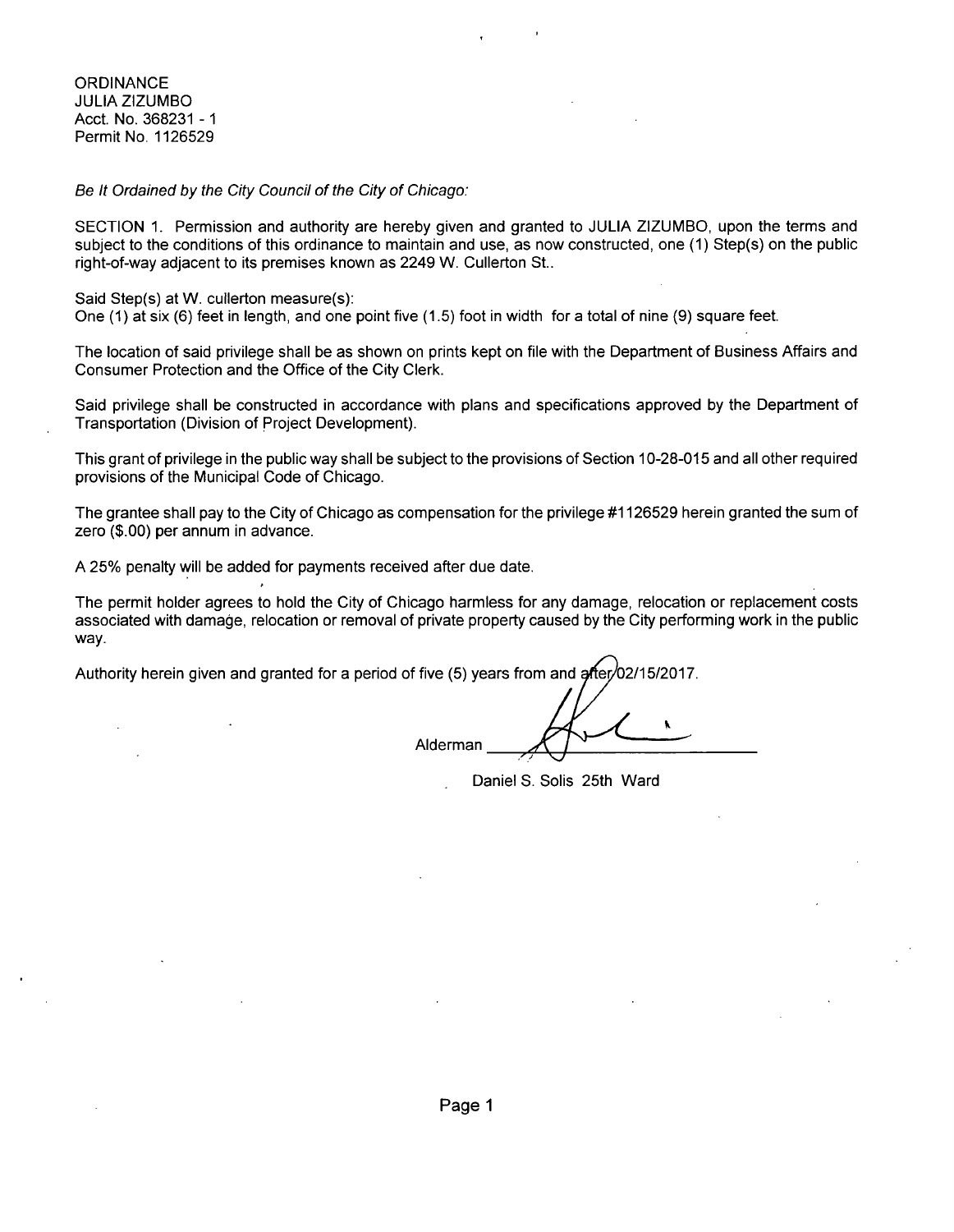ORDINANCE
JULIA ZIZUMBO
Acct. No. 368231 - 1
Permit No. 1126529

*Be It Ordained by the City Council of the City of Chicago:*

SECTION 1. Permission and authority are hereby given and granted to JULIA ZIZUMBO, upon the terms and subject to the conditions of this ordinance to maintain and use, as now constructed, one (1) Step(s) on the public right-of-way adjacent to its premises known as 2249 W. Cullerton St..

Said Step(s) at W. cullerton measure(s):
One (1) at six (6) feet in length, and one point five (1.5) foot in width for a total of nine (9) square feet.

The location of said privilege shall be as shown on prints kept on file with the Department of Business Affairs and Consumer Protection and the Office of the City Clerk.

Said privilege shall be constructed in accordance with plans and specifications approved by the Department of Transportation (Division of Project Development).

This grant of privilege in the public way shall be subject to the provisions of Section 10-28-015 and all other required provisions of the Municipal Code of Chicago.

The grantee shall pay to the City of Chicago as compensation for the privilege #1126529 herein granted the sum of zero ($.00) per annum in advance.

A 25% penalty will be added for payments received after due date.

The permit holder agrees to hold the City of Chicago harmless for any damage, relocation or replacement costs associated with damage, relocation or removal of private property caused by the City performing work in the public way.

Authority herein given and granted for a period of five (5) years from and after 02/15/2017.

Alderman ______________________

Daniel S. Solis 25th Ward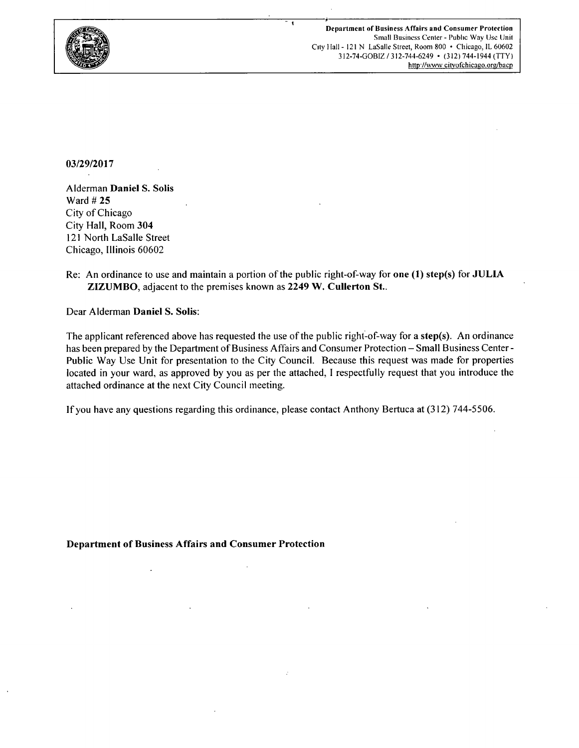**Department of Business Affairs and Consumer Protection**
Small Business Center - Public Way Use Unit
City Hall - 121 N LaSalle Street, Room 800 • Chicago, IL 60602
312-74-GOBIZ / 312-744-6249 • (312) 744-1944 (TTY)
http://www.cityofchicago.org/bacp

**03/29/2017**

Alderman **Daniel S. Solis**
Ward # **25**
City of Chicago
City Hall, Room **304**
121 North LaSalle Street
Chicago, Illinois 60602

Re: An ordinance to use and maintain a portion of the public right-of-way for **one (1) step(s)** for **JULIA ZIZUMBO**, adjacent to the premises known as **2249 W. Cullerton St.**.

Dear Alderman **Daniel S. Solis**:

The applicant referenced above has requested the use of the public right-of-way for a **step(s)**. An ordinance has been prepared by the Department of Business Affairs and Consumer Protection – Small Business Center - Public Way Use Unit for presentation to the City Council. Because this request was made for properties located in your ward, as approved by you as per the attached, I respectfully request that you introduce the attached ordinance at the next City Council meeting.

If you have any questions regarding this ordinance, please contact Anthony Bertuca at (312) 744-5506.

**Department of Business Affairs and Consumer Protection**